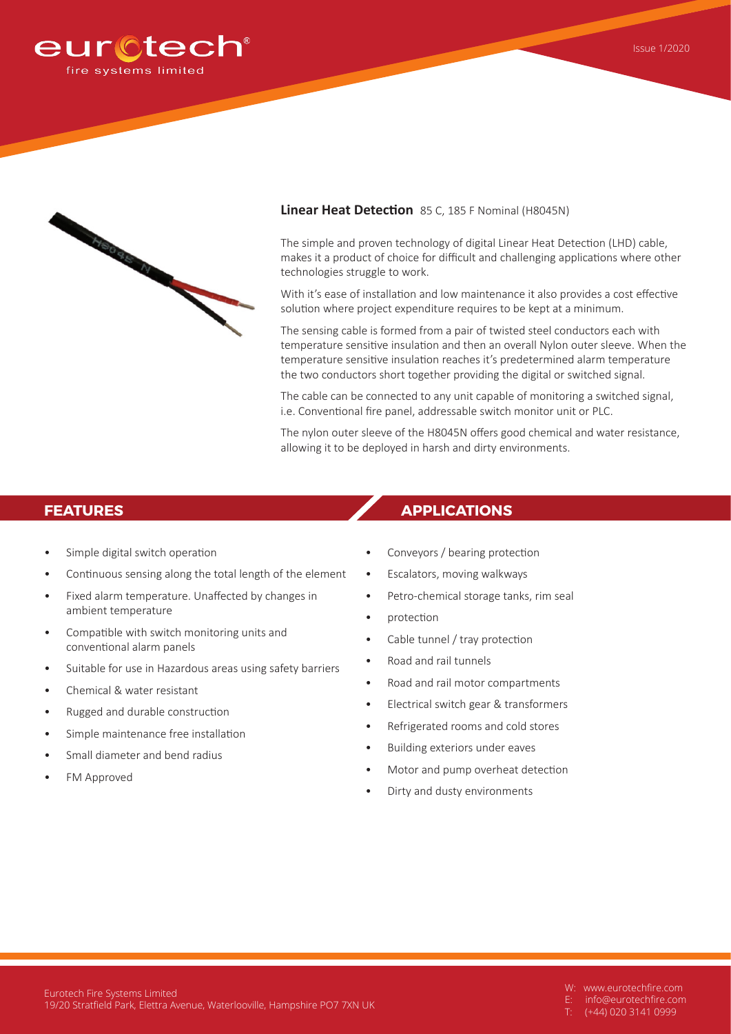# Linear Heat Detection 85 C, 185 F Nominal (H8045N)

The simple and proven technology of digital Linear Heat Detection (LHD) cable, makes it a product of choice for difficult and challenging applications where other technologies struggle to work.

With it's ease of installation and low maintenance it also provides a cost effective solution where project expenditure requires to be kept at a minimum.

The sensing cable is formed from a pair of twisted steel conductors each with temperature sensitive insulation and then an overall Nylon outer sleeve. When the temperature sensitive insulation reaches it's predetermined alarm temperature the two conductors short together providing the digital or switched signal.

The cable can be connected to any unit capable of monitoring a switched signal, i.e. Conventional fire panel, addressable switch monitor unit or PLC.

The nylon outer sleeve of the H8045N offers good chemical and water resistance, allowing it to be deployed in harsh and dirty environments.

## FEATURES

- Simple digital switch operation
- Continuous sensing along the total length of the element
- Fixed alarm temperature. Unaffected by changes in ambient temperature
- Compatible with switch monitoring units and conventional alarm panels
- Suitable for use in Hazardous areas using safety barriers
- Chemical & water resistant
- Rugged and durable construction
- Simple maintenance free installation
- Small diameter and bend radius
- FM Approved

## APPLICATIONS

- Conveyors / bearing protection
- Escalators, moving walkways
- Petro-chemical storage tanks, rim seal
- protection
- Cable tunnel / tray protection
- Road and rail tunnels
- Road and rail motor compartments
- Electrical switch gear & transformers
- Refrigerated rooms and cold stores
- Building exteriors under eaves
- Motor and pump overheat detection
- Dirty and dusty environments

Eurotech Fire Systems Limited
19/20 Stratfield Park, Elettra Avenue, Waterlooville, Hampshire PO7 7XN UK

W: www.eurotechfire.com
E: info@eurotechfire.com
T: (+44) 020 3141 0999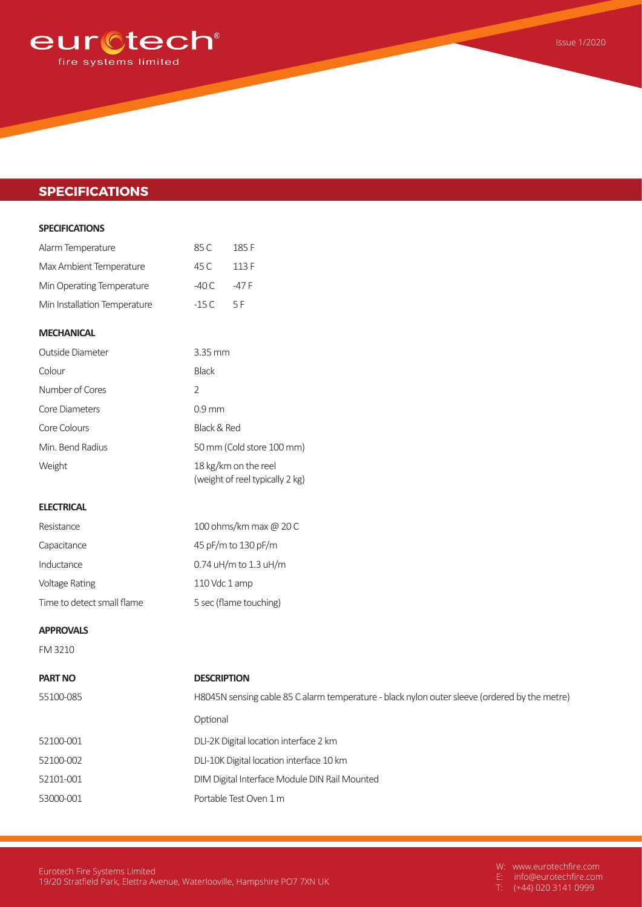## SPECIFICATIONS

### SPECIFICATIONS

| | | |
|---|---|---|
| Alarm Temperature | 85 C | 185 F |
| Max Ambient Temperature | 45 C | 113 F |
| Min Operating Temperature | -40 C | -47 F |
| Min Installation Temperature | -15 C | 5 F |

### MECHANICAL

| | |
|---|---|
| Outside Diameter | 3.35 mm |
| Colour | Black |
| Number of Cores | 2 |
| Core Diameters | 0.9 mm |
| Core Colours | Black & Red |
| Min. Bend Radius | 50 mm (Cold store 100 mm) |
| Weight | 18 kg/km on the reel (weight of reel typically 2 kg) |

### ELECTRICAL

| | |
|---|---|
| Resistance | 100 ohms/km max @ 20 C |
| Capacitance | 45 pF/m to 130 pF/m |
| Inductance | 0.74 uH/m to 1.3 uH/m |
| Voltage Rating | 110 Vdc 1 amp |
| Time to detect small flame | 5 sec (flame touching) |

### APPROVALS

FM 3210

| PART NO | DESCRIPTION |
|---|---|
| 55100-085 | H8045N sensing cable 85 C alarm temperature - black nylon outer sleeve (ordered by the metre) |
| | Optional |
| 52100-001 | DLI-2K Digital location interface 2 km |
| 52100-002 | DLI-10K Digital location interface 10 km |
| 52101-001 | DIM Digital Interface Module DIN Rail Mounted |
| 53000-001 | Portable Test Oven 1 m |

Eurotech Fire Systems Limited
19/20 Stratfield Park, Elettra Avenue, Waterlooville, Hampshire PO7 7XN UK

W: www.eurotechfire.com
E: info@eurotechfire.com
T: (+44) 020 3141 0999